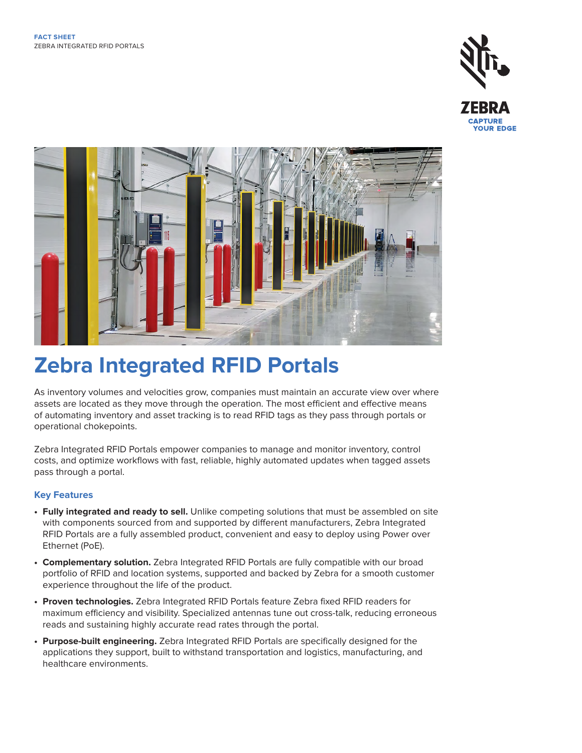FACT SHEET
ZEBRA INTEGRATED RFID PORTALS

# Zebra Integrated RFID Portals

As inventory volumes and velocities grow, companies must maintain an accurate view over where assets are located as they move through the operation. The most efficient and effective means of automating inventory and asset tracking is to read RFID tags as they pass through portals or operational chokepoints.

Zebra Integrated RFID Portals empower companies to manage and monitor inventory, control costs, and optimize workflows with fast, reliable, highly automated updates when tagged assets pass through a portal.

## Key Features

- **Fully integrated and ready to sell.** Unlike competing solutions that must be assembled on site with components sourced from and supported by different manufacturers, Zebra Integrated RFID Portals are a fully assembled product, convenient and easy to deploy using Power over Ethernet (PoE).
- **Complementary solution.** Zebra Integrated RFID Portals are fully compatible with our broad portfolio of RFID and location systems, supported and backed by Zebra for a smooth customer experience throughout the life of the product.
- **Proven technologies.** Zebra Integrated RFID Portals feature Zebra fixed RFID readers for maximum efficiency and visibility. Specialized antennas tune out cross-talk, reducing erroneous reads and sustaining highly accurate read rates through the portal.
- **Purpose-built engineering.** Zebra Integrated RFID Portals are specifically designed for the applications they support, built to withstand transportation and logistics, manufacturing, and healthcare environments.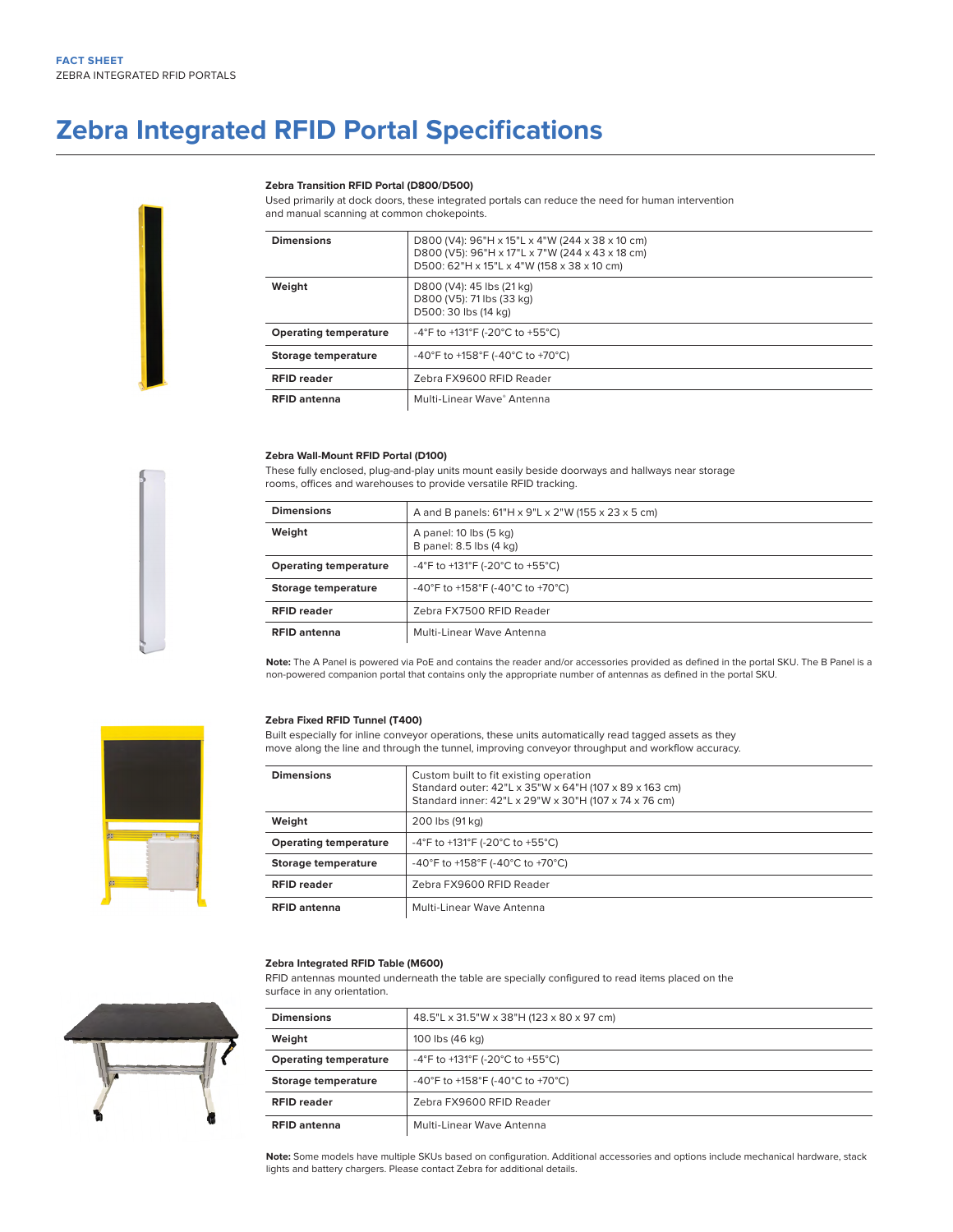FACT SHEET
ZEBRA INTEGRATED RFID PORTALS

# Zebra Integrated RFID Portal Specifications

### Zebra Transition RFID Portal (D800/D500)

Used primarily at dock doors, these integrated portals can reduce the need for human intervention and manual scanning at common chokepoints.

| | |
|---|---|
| **Dimensions** | D800 (V4): 96"H x 15"L x 4"W (244 x 38 x 10 cm)<br>D800 (V5): 96"H x 17"L x 7"W (244 x 43 x 18 cm)<br>D500: 62"H x 15"L x 4"W (158 x 38 x 10 cm) |
| **Weight** | D800 (V4): 45 lbs (21 kg)<br>D800 (V5): 71 lbs (33 kg)<br>D500: 30 lbs (14 kg) |
| **Operating temperature** | -4°F to +131°F (-20°C to +55°C) |
| **Storage temperature** | -40°F to +158°F (-40°C to +70°C) |
| **RFID reader** | Zebra FX9600 RFID Reader |
| **RFID antenna** | Multi-Linear Wave® Antenna |

### Zebra Wall-Mount RFID Portal (D100)

These fully enclosed, plug-and-play units mount easily beside doorways and hallways near storage rooms, offices and warehouses to provide versatile RFID tracking.

| | |
|---|---|
| **Dimensions** | A and B panels: 61"H x 9"L x 2"W (155 x 23 x 5 cm) |
| **Weight** | A panel: 10 lbs (5 kg)<br>B panel: 8.5 lbs (4 kg) |
| **Operating temperature** | -4°F to +131°F (-20°C to +55°C) |
| **Storage temperature** | -40°F to +158°F (-40°C to +70°C) |
| **RFID reader** | Zebra FX7500 RFID Reader |
| **RFID antenna** | Multi-Linear Wave Antenna |

**Note:** The A Panel is powered via PoE and contains the reader and/or accessories provided as defined in the portal SKU. The B Panel is a non-powered companion portal that contains only the appropriate number of antennas as defined in the portal SKU.

### Zebra Fixed RFID Tunnel (T400)

Built especially for inline conveyor operations, these units automatically read tagged assets as they move along the line and through the tunnel, improving conveyor throughput and workflow accuracy.

| | |
|---|---|
| **Dimensions** | Custom built to fit existing operation<br>Standard outer: 42"L x 35"W x 64"H (107 x 89 x 163 cm)<br>Standard inner: 42"L x 29"W x 30"H (107 x 74 x 76 cm) |
| **Weight** | 200 lbs (91 kg) |
| **Operating temperature** | -4°F to +131°F (-20°C to +55°C) |
| **Storage temperature** | -40°F to +158°F (-40°C to +70°C) |
| **RFID reader** | Zebra FX9600 RFID Reader |
| **RFID antenna** | Multi-Linear Wave Antenna |

### Zebra Integrated RFID Table (M600)

RFID antennas mounted underneath the table are specially configured to read items placed on the surface in any orientation.

| | |
|---|---|
| **Dimensions** | 48.5"L x 31.5"W x 38"H (123 x 80 x 97 cm) |
| **Weight** | 100 lbs (46 kg) |
| **Operating temperature** | -4°F to +131°F (-20°C to +55°C) |
| **Storage temperature** | -40°F to +158°F (-40°C to +70°C) |
| **RFID reader** | Zebra FX9600 RFID Reader |
| **RFID antenna** | Multi-Linear Wave Antenna |

**Note:** Some models have multiple SKUs based on configuration. Additional accessories and options include mechanical hardware, stack lights and battery chargers. Please contact Zebra for additional details.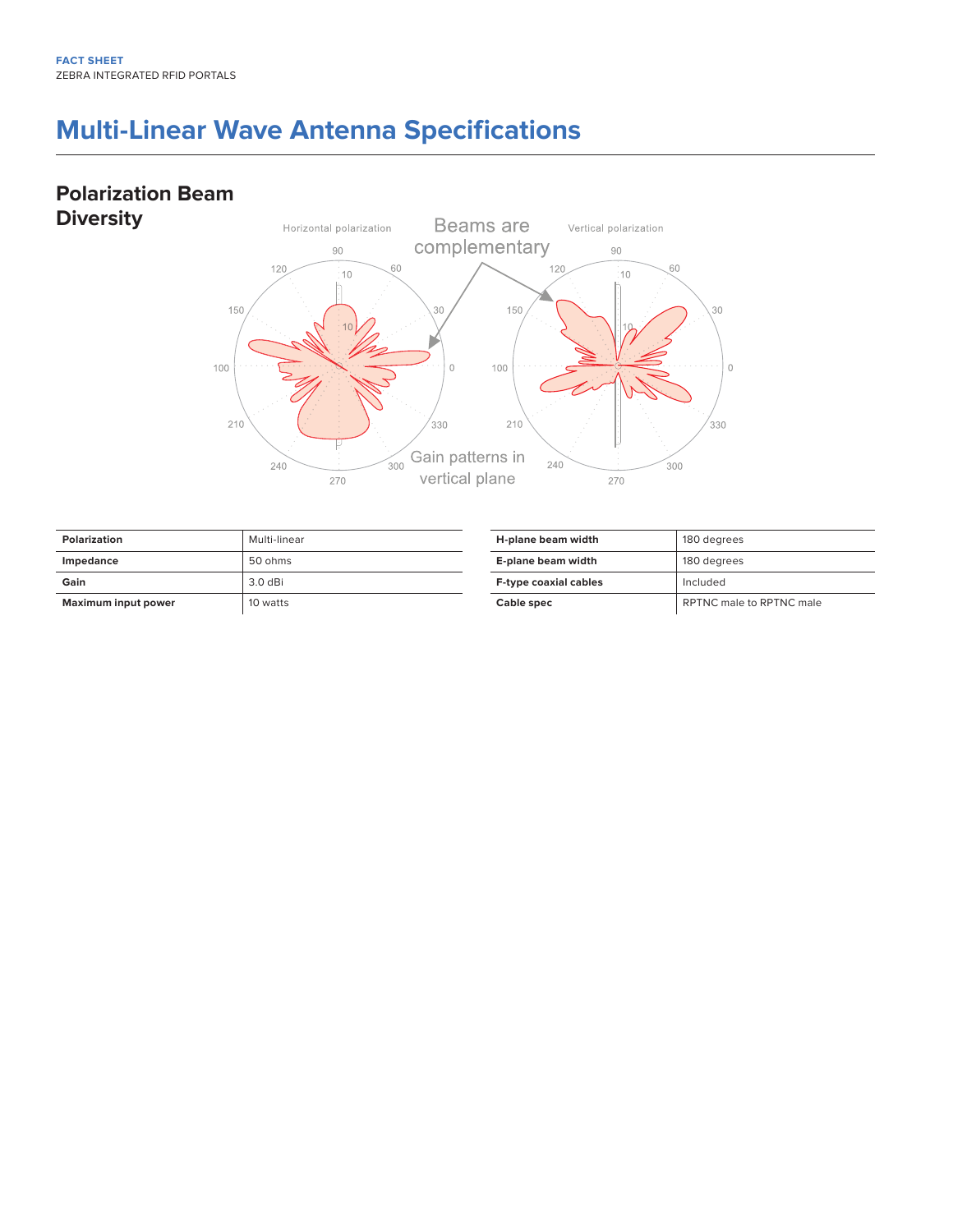# Multi-Linear Wave Antenna Specifications

## Polarization Beam Diversity

Horizontal polarization

Beams are complementary

Vertical polarization

Gain patterns in vertical plane

| Polarization | Multi-linear |
|---|---|
| Impedance | 50 ohms |
| Gain | 3.0 dBi |
| Maximum input power | 10 watts |

| H-plane beam width | 180 degrees |
|---|---|
| E-plane beam width | 180 degrees |
| F-type coaxial cables | Included |
| Cable spec | RPTNC male to RPTNC male |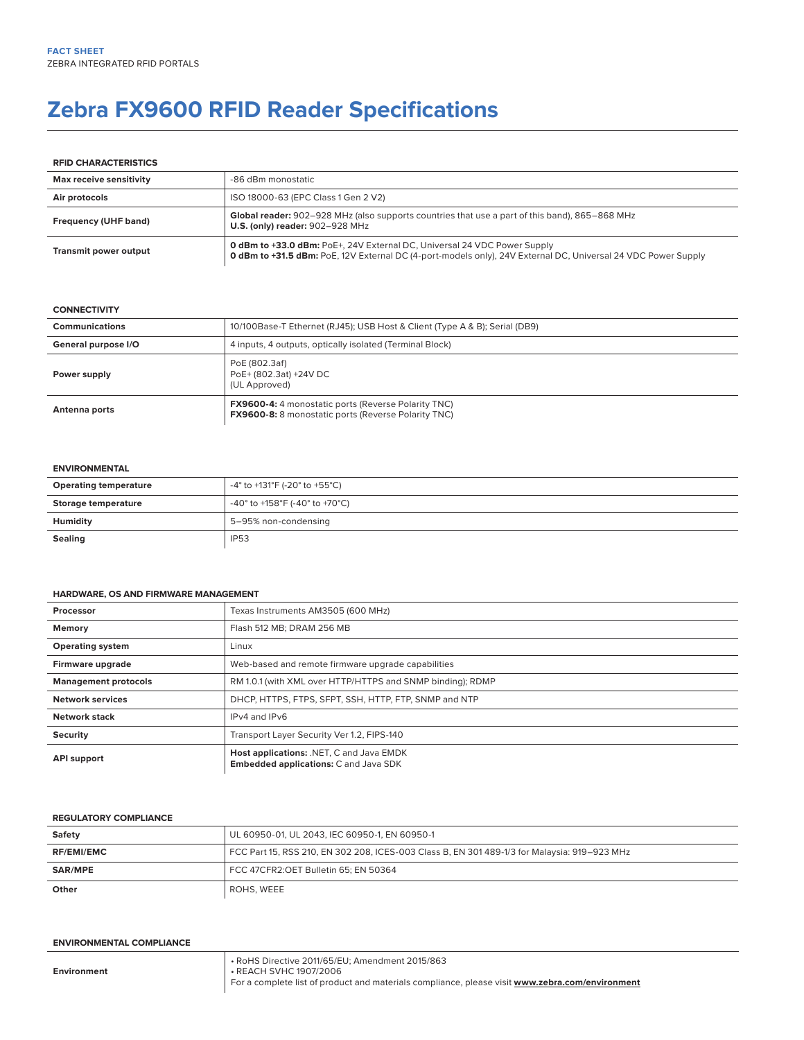FACT SHEET
ZEBRA INTEGRATED RFID PORTALS

# Zebra FX9600 RFID Reader Specifications

### RFID CHARACTERISTICS

| | |
|---|---|
| **Max receive sensitivity** | -86 dBm monostatic |
| **Air protocols** | ISO 18000-63 (EPC Class 1 Gen 2 V2) |
| **Frequency (UHF band)** | **Global reader:** 902–928 MHz (also supports countries that use a part of this band), 865–868 MHz<br>**U.S. (only) reader:** 902–928 MHz |
| **Transmit power output** | **0 dBm to +33.0 dBm:** PoE+, 24V External DC, Universal 24 VDC Power Supply<br>**0 dBm to +31.5 dBm:** PoE, 12V External DC (4-port-models only), 24V External DC, Universal 24 VDC Power Supply |

### CONNECTIVITY

| | |
|---|---|
| **Communications** | 10/100Base-T Ethernet (RJ45); USB Host & Client (Type A & B); Serial (DB9) |
| **General purpose I/O** | 4 inputs, 4 outputs, optically isolated (Terminal Block) |
| **Power supply** | PoE (802.3af)<br>PoE+ (802.3at) +24V DC<br>(UL Approved) |
| **Antenna ports** | **FX9600-4:** 4 monostatic ports (Reverse Polarity TNC)<br>**FX9600-8:** 8 monostatic ports (Reverse Polarity TNC) |

### ENVIRONMENTAL

| | |
|---|---|
| **Operating temperature** | -4° to +131°F (-20° to +55°C) |
| **Storage temperature** | -40° to +158°F (-40° to +70°C) |
| **Humidity** | 5–95% non-condensing |
| **Sealing** | IP53 |

### HARDWARE, OS AND FIRMWARE MANAGEMENT

| | |
|---|---|
| **Processor** | Texas Instruments AM3505 (600 MHz) |
| **Memory** | Flash 512 MB; DRAM 256 MB |
| **Operating system** | Linux |
| **Firmware upgrade** | Web-based and remote firmware upgrade capabilities |
| **Management protocols** | RM 1.0.1 (with XML over HTTP/HTTPS and SNMP binding); RDMP |
| **Network services** | DHCP, HTTPS, FTPS, SFPT, SSH, HTTP, FTP, SNMP and NTP |
| **Network stack** | IPv4 and IPv6 |
| **Security** | Transport Layer Security Ver 1.2, FIPS-140 |
| **API support** | **Host applications:** .NET, C and Java EMDK<br>**Embedded applications:** C and Java SDK |

### REGULATORY COMPLIANCE

| | |
|---|---|
| **Safety** | UL 60950-01, UL 2043, IEC 60950-1, EN 60950-1 |
| **RF/EMI/EMC** | FCC Part 15, RSS 210, EN 302 208, ICES-003 Class B, EN 301 489-1/3 for Malaysia: 919–923 MHz |
| **SAR/MPE** | FCC 47CFR2:OET Bulletin 65; EN 50364 |
| **Other** | ROHS, WEEE |

### ENVIRONMENTAL COMPLIANCE

| | |
|---|---|
| **Environment** | • RoHS Directive 2011/65/EU; Amendment 2015/863<br>• REACH SVHC 1907/2006<br>For a complete list of product and materials compliance, please visit **www.zebra.com/environment** |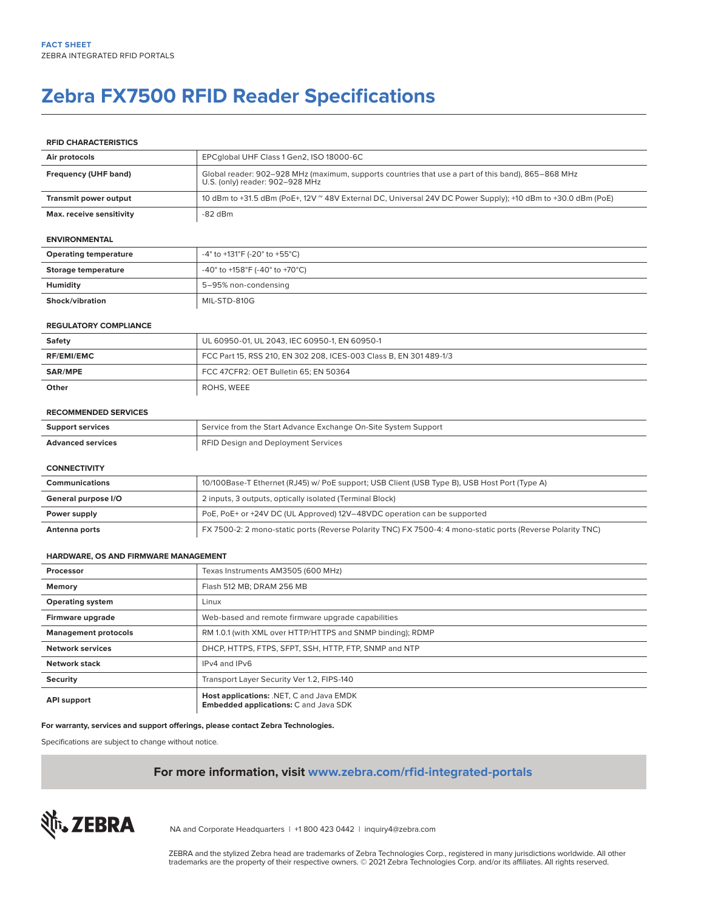FACT SHEET
ZEBRA INTEGRATED RFID PORTALS

# Zebra FX7500 RFID Reader Specifications

### RFID CHARACTERISTICS

| | |
|---|---|
| **Air protocols** | EPCglobal UHF Class 1 Gen2, ISO 18000-6C |
| **Frequency (UHF band)** | Global reader: 902–928 MHz (maximum, supports countries that use a part of this band), 865–868 MHz U.S. (only) reader: 902–928 MHz |
| **Transmit power output** | 10 dBm to +31.5 dBm (PoE+, 12V ~ 48V External DC, Universal 24V DC Power Supply); +10 dBm to +30.0 dBm (PoE) |
| **Max. receive sensitivity** | -82 dBm |

### ENVIRONMENTAL

| | |
|---|---|
| **Operating temperature** | -4° to +131°F (-20° to +55°C) |
| **Storage temperature** | -40° to +158°F (-40° to +70°C) |
| **Humidity** | 5–95% non-condensing |
| **Shock/vibration** | MIL-STD-810G |

### REGULATORY COMPLIANCE

| | |
|---|---|
| **Safety** | UL 60950-01, UL 2043, IEC 60950-1, EN 60950-1 |
| **RF/EMI/EMC** | FCC Part 15, RSS 210, EN 302 208, ICES-003 Class B, EN 301 489-1/3 |
| **SAR/MPE** | FCC 47CFR2: OET Bulletin 65; EN 50364 |
| **Other** | ROHS, WEEE |

### RECOMMENDED SERVICES

| | |
|---|---|
| **Support services** | Service from the Start Advance Exchange On-Site System Support |
| **Advanced services** | RFID Design and Deployment Services |

### CONNECTIVITY

| | |
|---|---|
| **Communications** | 10/100Base-T Ethernet (RJ45) w/ PoE support; USB Client (USB Type B), USB Host Port (Type A) |
| **General purpose I/O** | 2 inputs, 3 outputs, optically isolated (Terminal Block) |
| **Power supply** | PoE, PoE+ or +24V DC (UL Approved) 12V–48VDC operation can be supported |
| **Antenna ports** | FX 7500-2: 2 mono-static ports (Reverse Polarity TNC) FX 7500-4: 4 mono-static ports (Reverse Polarity TNC) |

### HARDWARE, OS AND FIRMWARE MANAGEMENT

| | |
|---|---|
| **Processor** | Texas Instruments AM3505 (600 MHz) |
| **Memory** | Flash 512 MB; DRAM 256 MB |
| **Operating system** | Linux |
| **Firmware upgrade** | Web-based and remote firmware upgrade capabilities |
| **Management protocols** | RM 1.0.1 (with XML over HTTP/HTTPS and SNMP binding); RDMP |
| **Network services** | DHCP, HTTPS, FTPS, SFPT, SSH, HTTP, FTP, SNMP and NTP |
| **Network stack** | IPv4 and IPv6 |
| **Security** | Transport Layer Security Ver 1.2, FIPS-140 |
| **API support** | **Host applications:** .NET, C and Java EMDK<br>**Embedded applications:** C and Java SDK |

**For warranty, services and support offerings, please contact Zebra Technologies.**

Specifications are subject to change without notice.

**For more information, visit www.zebra.com/rfid-integrated-portals**

NA and Corporate Headquarters | +1 800 423 0442 | inquiry4@zebra.com

ZEBRA and the stylized Zebra head are trademarks of Zebra Technologies Corp., registered in many jurisdictions worldwide. All other trademarks are the property of their respective owners. © 2021 Zebra Technologies Corp. and/or its affiliates. All rights reserved.